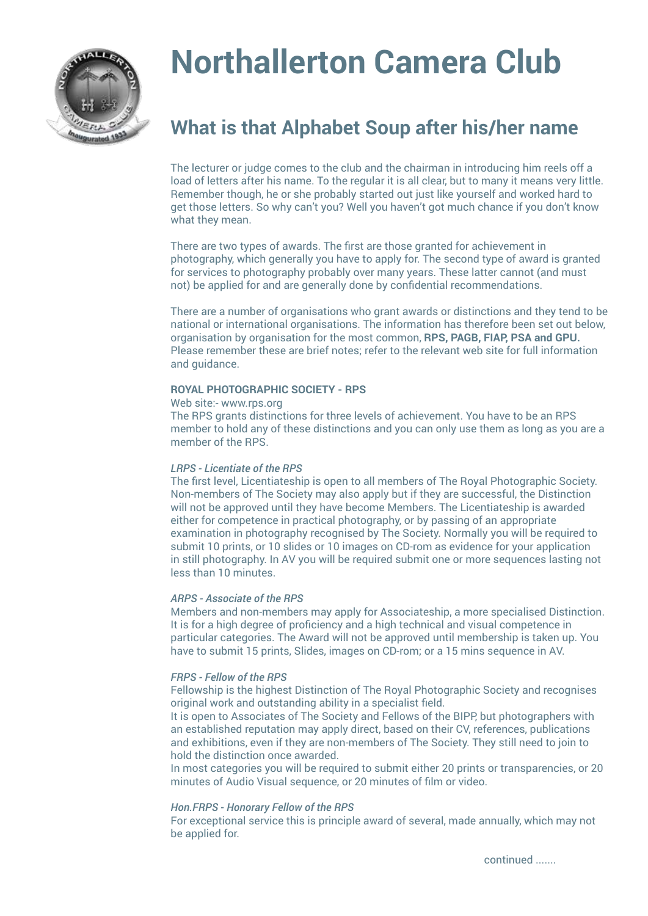# Northallerton Camera Club

## What is that Alphabet Soup after his/her name

The lecturer or judge comes to the club and the chairman in introducing him reels off a load of letters after his name. To the regular it is all clear, but to many it means very little. Remember though, he or she probably started out just like yourself and worked hard to get those letters. So why can't you? Well you haven't got much chance if you don't know what they mean.

There are two types of awards. The first are those granted for achievement in photography, which generally you have to apply for. The second type of award is granted for services to photography probably over many years. These latter cannot (and must not) be applied for and are generally done by confidential recommendations.

There are a number of organisations who grant awards or distinctions and they tend to be national or international organisations. The information has therefore been set out below, organisation by organisation for the most common, **RPS, PAGB, FIAP, PSA and GPU.** Please remember these are brief notes; refer to the relevant web site for full information and guidance.

**ROYAL PHOTOGRAPHIC SOCIETY - RPS**

Web site:- www.rps.org
The RPS grants distinctions for three levels of achievement. You have to be an RPS member to hold any of these distinctions and you can only use them as long as you are a member of the RPS.

*LRPS - Licentiate of the RPS*
The first level, Licentiateship is open to all members of The Royal Photographic Society. Non-members of The Society may also apply but if they are successful, the Distinction will not be approved until they have become Members. The Licentiateship is awarded either for competence in practical photography, or by passing of an appropriate examination in photography recognised by The Society. Normally you will be required to submit 10 prints, or 10 slides or 10 images on CD-rom as evidence for your application in still photography. In AV you will be required submit one or more sequences lasting not less than 10 minutes.

*ARPS - Associate of the RPS*
Members and non-members may apply for Associateship, a more specialised Distinction. It is for a high degree of proficiency and a high technical and visual competence in particular categories. The Award will not be approved until membership is taken up. You have to submit 15 prints, Slides, images on CD-rom; or a 15 mins sequence in AV.

*FRPS - Fellow of the RPS*
Fellowship is the highest Distinction of The Royal Photographic Society and recognises original work and outstanding ability in a specialist field.
It is open to Associates of The Society and Fellows of the BIPP, but photographers with an established reputation may apply direct, based on their CV, references, publications and exhibitions, even if they are non-members of The Society. They still need to join to hold the distinction once awarded.
In most categories you will be required to submit either 20 prints or transparencies, or 20 minutes of Audio Visual sequence, or 20 minutes of film or video.

*Hon.FRPS - Honorary Fellow of the RPS*
For exceptional service this is principle award of several, made annually, which may not be applied for.

continued .......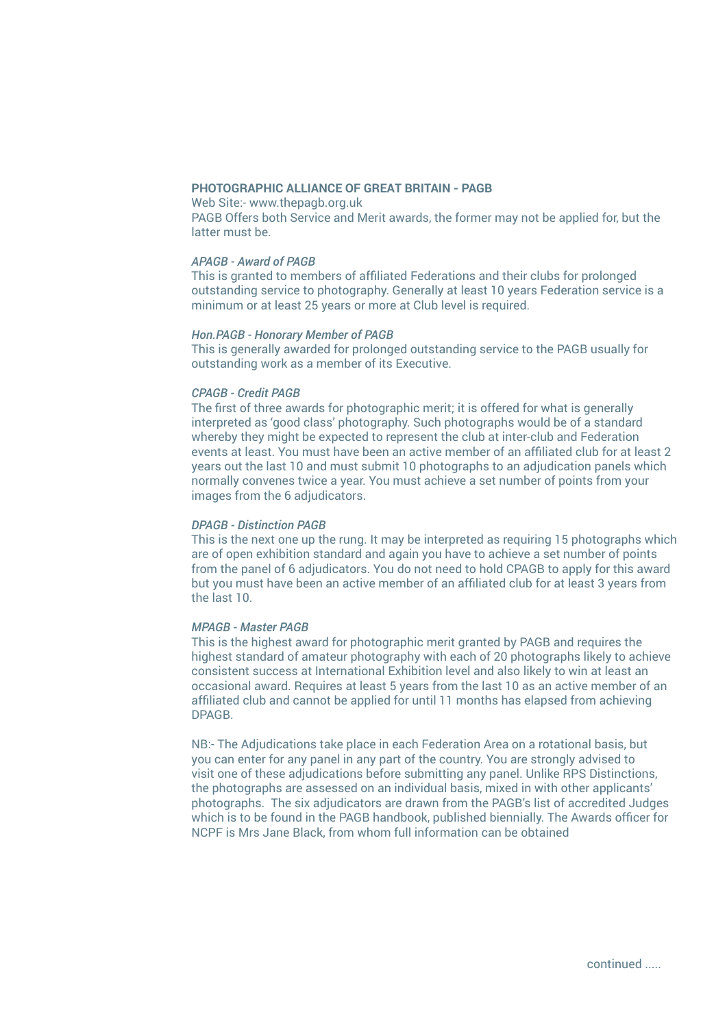## PHOTOGRAPHIC ALLIANCE OF GREAT BRITAIN - PAGB

Web Site:- www.thepagb.org.uk

PAGB Offers both Service and Merit awards, the former may not be applied for, but the latter must be.

### *APAGB - Award of PAGB*

This is granted to members of affiliated Federations and their clubs for prolonged outstanding service to photography. Generally at least 10 years Federation service is a minimum or at least 25 years or more at Club level is required.

### *Hon.PAGB - Honorary Member of PAGB*

This is generally awarded for prolonged outstanding service to the PAGB usually for outstanding work as a member of its Executive.

### *CPAGB - Credit PAGB*

The first of three awards for photographic merit; it is offered for what is generally interpreted as 'good class' photography. Such photographs would be of a standard whereby they might be expected to represent the club at inter-club and Federation events at least. You must have been an active member of an affiliated club for at least 2 years out the last 10 and must submit 10 photographs to an adjudication panels which normally convenes twice a year. You must achieve a set number of points from your images from the 6 adjudicators.

### *DPAGB - Distinction PAGB*

This is the next one up the rung. It may be interpreted as requiring 15 photographs which are of open exhibition standard and again you have to achieve a set number of points from the panel of 6 adjudicators. You do not need to hold CPAGB to apply for this award but you must have been an active member of an affiliated club for at least 3 years from the last 10.

### *MPAGB - Master PAGB*

This is the highest award for photographic merit granted by PAGB and requires the highest standard of amateur photography with each of 20 photographs likely to achieve consistent success at International Exhibition level and also likely to win at least an occasional award. Requires at least 5 years from the last 10 as an active member of an affiliated club and cannot be applied for until 11 months has elapsed from achieving DPAGB.

NB:- The Adjudications take place in each Federation Area on a rotational basis, but you can enter for any panel in any part of the country. You are strongly advised to visit one of these adjudications before submitting any panel. Unlike RPS Distinctions, the photographs are assessed on an individual basis, mixed in with other applicants' photographs. The six adjudicators are drawn from the PAGB's list of accredited Judges which is to be found in the PAGB handbook, published biennially. The Awards officer for NCPF is Mrs Jane Black, from whom full information can be obtained

continued .....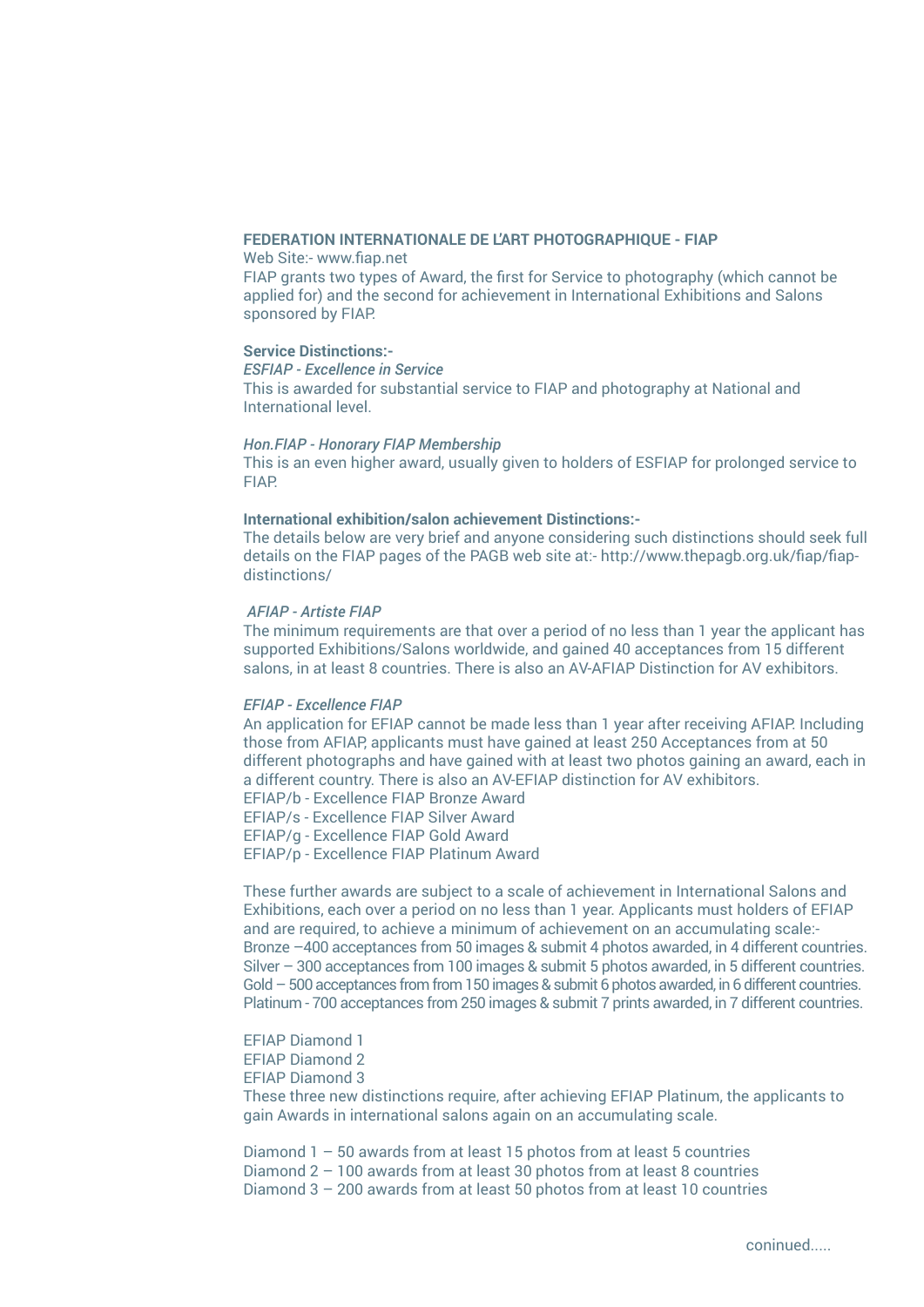**FEDERATION INTERNATIONALE DE L'ART PHOTOGRAPHIQUE - FIAP**

Web Site:- www.fiap.net

FIAP grants two types of Award, the first for Service to photography (which cannot be applied for) and the second for achievement in International Exhibitions and Salons sponsored by FIAP.

**Service Distinctions:-**

*ESFIAP - Excellence in Service*

This is awarded for substantial service to FIAP and photography at National and International level.

*Hon.FIAP - Honorary FIAP Membership*

This is an even higher award, usually given to holders of ESFIAP for prolonged service to FIAP.

**International exhibition/salon achievement Distinctions:-**

The details below are very brief and anyone considering such distinctions should seek full details on the FIAP pages of the PAGB web site at:- http://www.thepagb.org.uk/fiap/fiap-distinctions/

*AFIAP - Artiste FIAP*

The minimum requirements are that over a period of no less than 1 year the applicant has supported Exhibitions/Salons worldwide, and gained 40 acceptances from 15 different salons, in at least 8 countries. There is also an AV-AFIAP Distinction for AV exhibitors.

*EFIAP - Excellence FIAP*

An application for EFIAP cannot be made less than 1 year after receiving AFIAP. Including those from AFIAP, applicants must have gained at least 250 Acceptances from at 50 different photographs and have gained with at least two photos gaining an award, each in a different country. There is also an AV-EFIAP distinction for AV exhibitors.

EFIAP/b - Excellence FIAP Bronze Award
EFIAP/s - Excellence FIAP Silver Award
EFIAP/g - Excellence FIAP Gold Award
EFIAP/p - Excellence FIAP Platinum Award

These further awards are subject to a scale of achievement in International Salons and Exhibitions, each over a period on no less than 1 year. Applicants must holders of EFIAP and are required, to achieve a minimum of achievement on an accumulating scale:-
Bronze –400 acceptances from 50 images & submit 4 photos awarded, in 4 different countries.
Silver – 300 acceptances from 100 images & submit 5 photos awarded, in 5 different countries.
Gold – 500 acceptances from from 150 images & submit 6 photos awarded, in 6 different countries.
Platinum - 700 acceptances from 250 images & submit 7 prints awarded, in 7 different countries.

EFIAP Diamond 1
EFIAP Diamond 2
EFIAP Diamond 3
These three new distinctions require, after achieving EFIAP Platinum, the applicants to gain Awards in international salons again on an accumulating scale.

Diamond 1 – 50 awards from at least 15 photos from at least 5 countries
Diamond 2 – 100 awards from at least 30 photos from at least 8 countries
Diamond 3 – 200 awards from at least 50 photos from at least 10 countries

coninued.....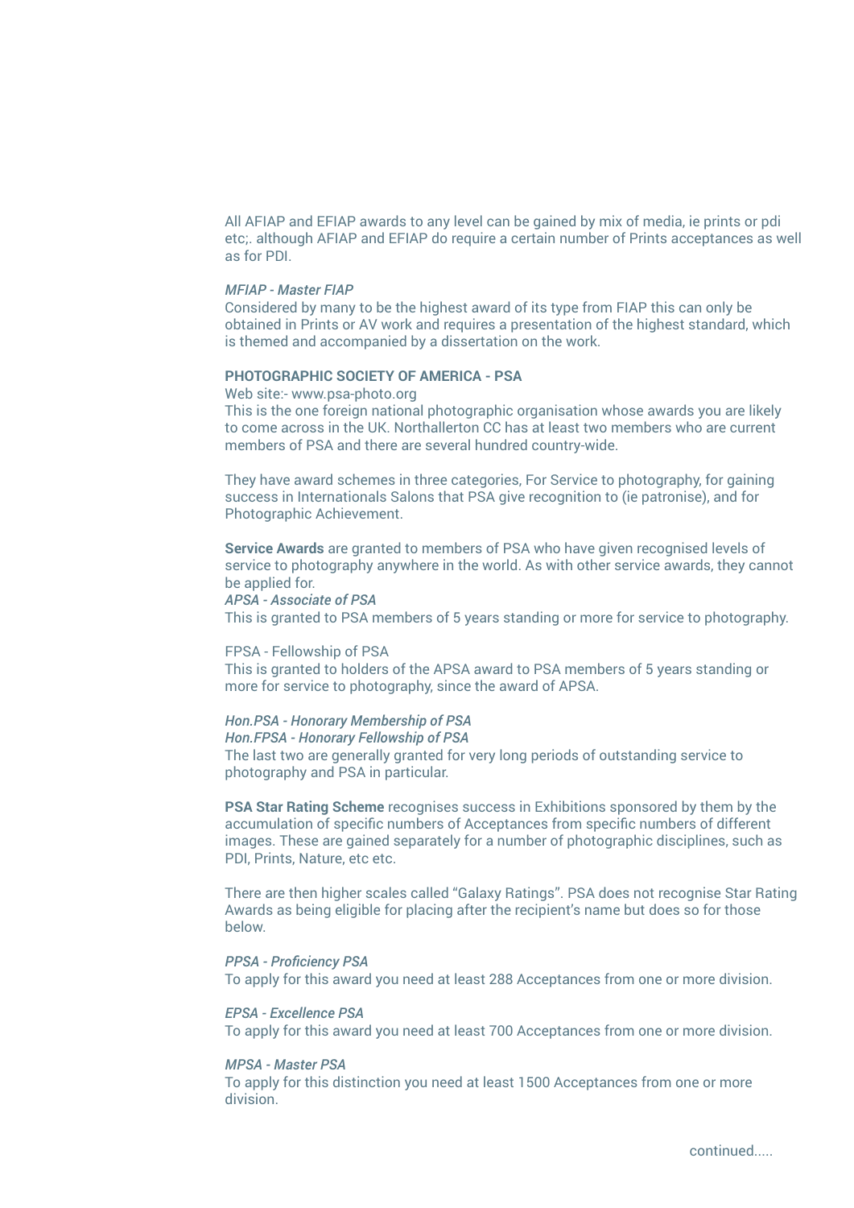All AFIAP and EFIAP awards to any level can be gained by mix of media, ie prints or pdi etc;. although AFIAP and EFIAP do require a certain number of Prints acceptances as well as for PDI.

*MFIAP - Master FIAP*
Considered by many to be the highest award of its type from FIAP this can only be obtained in Prints or AV work and requires a presentation of the highest standard, which is themed and accompanied by a dissertation on the work.

**PHOTOGRAPHIC SOCIETY OF AMERICA - PSA**
Web site:- www.psa-photo.org
This is the one foreign national photographic organisation whose awards you are likely to come across in the UK. Northallerton CC has at least two members who are current members of PSA and there are several hundred country-wide.

They have award schemes in three categories, For Service to photography, for gaining success in Internationals Salons that PSA give recognition to (ie patronise), and for Photographic Achievement.

**Service Awards** are granted to members of PSA who have given recognised levels of service to photography anywhere in the world. As with other service awards, they cannot be applied for.
*APSA - Associate of PSA*
This is granted to PSA members of 5 years standing or more for service to photography.

FPSA - Fellowship of PSA
This is granted to holders of the APSA award to PSA members of 5 years standing or more for service to photography, since the award of APSA.

*Hon.PSA - Honorary Membership of PSA*
*Hon.FPSA - Honorary Fellowship of PSA*
The last two are generally granted for very long periods of outstanding service to photography and PSA in particular.

**PSA Star Rating Scheme** recognises success in Exhibitions sponsored by them by the accumulation of specific numbers of Acceptances from specific numbers of different images. These are gained separately for a number of photographic disciplines, such as PDI, Prints, Nature, etc etc.

There are then higher scales called "Galaxy Ratings". PSA does not recognise Star Rating Awards as being eligible for placing after the recipient's name but does so for those below.

*PPSA - Proficiency PSA*
To apply for this award you need at least 288 Acceptances from one or more division.

*EPSA - Excellence PSA*
To apply for this award you need at least 700 Acceptances from one or more division.

*MPSA - Master PSA*
To apply for this distinction you need at least 1500 Acceptances from one or more division.

continued.....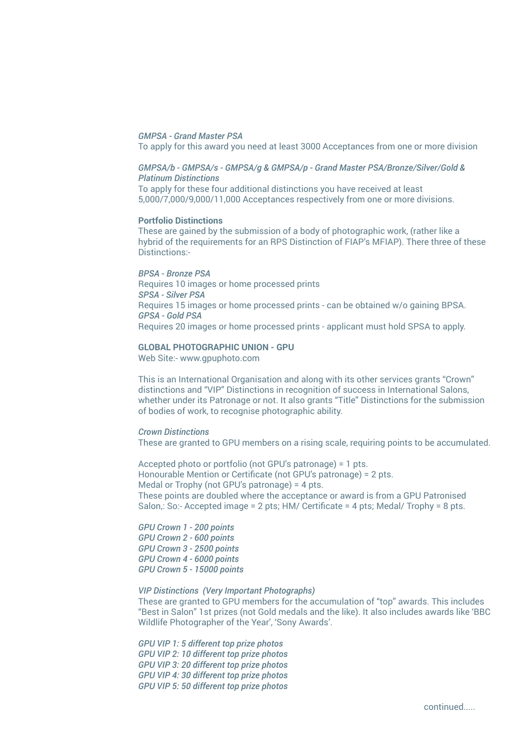*GMPSA - Grand Master PSA*
To apply for this award you need at least 3000 Acceptances from one or more division

*GMPSA/b - GMPSA/s - GMPSA/g & GMPSA/p - Grand Master PSA/Bronze/Silver/Gold & Platinum Distinctions*
To apply for these four additional distinctions you have received at least 5,000/7,000/9,000/11,000 Acceptances respectively from one or more divisions.

**Portfolio Distinctions**
These are gained by the submission of a body of photographic work, (rather like a hybrid of the requirements for an RPS Distinction of FIAP's MFIAP). There three of these Distinctions:-

*BPSA - Bronze PSA*
Requires 10 images or home processed prints
*SPSA - Silver PSA*
Requires 15 images or home processed prints - can be obtained w/o gaining BPSA.
*GPSA - Gold PSA*
Requires 20 images or home processed prints - applicant must hold SPSA to apply.

**GLOBAL PHOTOGRAPHIC UNION - GPU**
Web Site:- www.gpuphoto.com

This is an International Organisation and along with its other services grants "Crown" distinctions and "VIP" Distinctions in recognition of success in International Salons, whether under its Patronage or not. It also grants "Title" Distinctions for the submission of bodies of work, to recognise photographic ability.

*Crown Distinctions*
These are granted to GPU members on a rising scale, requiring points to be accumulated.

Accepted photo or portfolio (not GPU's patronage) = 1 pts.
Honourable Mention or Certificate (not GPU's patronage) = 2 pts.
Medal or Trophy (not GPU's patronage) = 4 pts.
These points are doubled where the acceptance or award is from a GPU Patronised Salon,: So:- Accepted image = 2 pts; HM/ Certificate = 4 pts; Medal/ Trophy = 8 pts.

*GPU Crown 1 - 200 points*
*GPU Crown 2 - 600 points*
*GPU Crown 3 - 2500 points*
*GPU Crown 4 - 6000 points*
*GPU Crown 5 - 15000 points*

*VIP Distinctions (Very Important Photographs)*
These are granted to GPU members for the accumulation of "top" awards. This includes "Best in Salon" 1st prizes (not Gold medals and the like). It also includes awards like 'BBC Wildlife Photographer of the Year', 'Sony Awards'.

*GPU VIP 1: 5 different top prize photos*
*GPU VIP 2: 10 different top prize photos*
*GPU VIP 3: 20 different top prize photos*
*GPU VIP 4: 30 different top prize photos*
*GPU VIP 5: 50 different top prize photos*

continued.....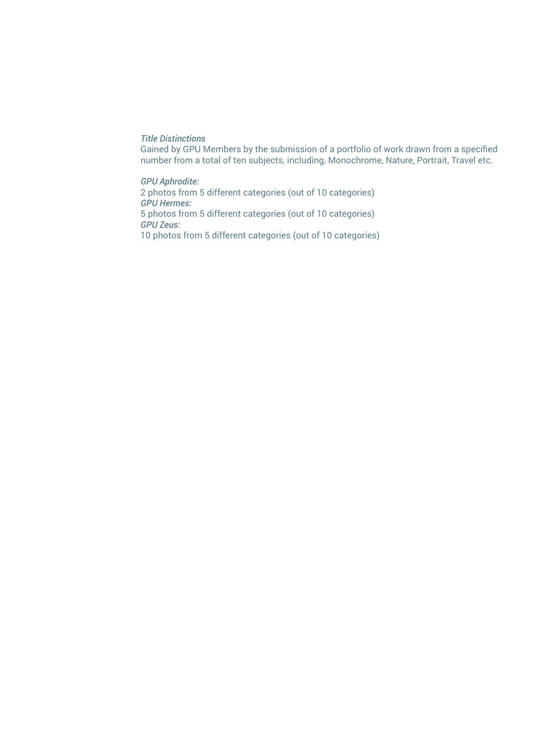*Title Distinctions*
Gained by GPU Members by the submission of a portfolio of work drawn from a specified number from a total of ten subjects, including, Monochrome, Nature, Portrait, Travel etc.

*GPU Aphrodite:*
2 photos from 5 different categories (out of 10 categories)
*GPU Hermes:*
5 photos from 5 different categories (out of 10 categories)
*GPU Zeus:*
10 photos from 5 different categories (out of 10 categories)